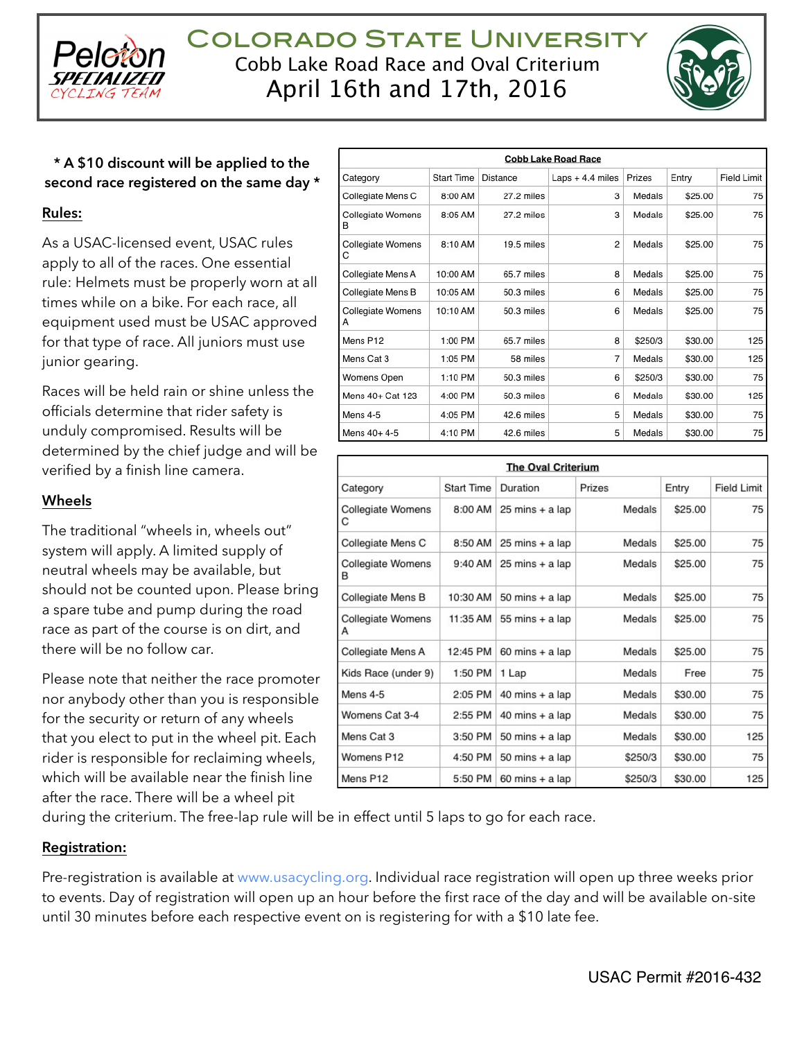# Colorado State University

## Cobb Lake Road Race and Oval Criterium

## April 16th and 17th, 2016

**\* A $10 discount will be applied to the second race registered on the same day \***

| Cobb Lake Road Race | | | | | | |
|---|---|---|---|---|---|---|
| Category | Start Time | Distance | Laps + 4.4 miles | Prizes | Entry | Field Limit |
| Collegiate Mens C | 8:00 AM | 27.2 miles | 3 | Medals | $25.00 | 75 |
| Collegiate Womens B | 8:05 AM | 27.2 miles | 3 | Medals | $25.00 | 75 |
| Collegiate Womens C | 8:10 AM | 19.5 miles | 2 | Medals | $25.00 | 75 |
| Collegiate Mens A | 10:00 AM | 65.7 miles | 8 | Medals | $25.00 | 75 |
| Collegiate Mens B | 10:05 AM | 50.3 miles | 6 | Medals | $25.00 | 75 |
| Collegiate Womens A | 10:10 AM | 50.3 miles | 6 | Medals | $25.00 | 75 |
| Mens P12 | 1:00 PM | 65.7 miles | 8 | $250/3 | $30.00 | 125 |
| Mens Cat 3 | 1:05 PM | 58 miles | 7 | Medals | $30.00 | 125 |
| Womens Open | 1:10 PM | 50.3 miles | 6 | $250/3 | $30.00 | 75 |
| Mens 40+ Cat 123 | 4:00 PM | 50.3 miles | 6 | Medals | $30.00 | 125 |
| Mens 4-5 | 4:05 PM | 42.6 miles | 5 | Medals | $30.00 | 75 |
| Mens 40+ 4-5 | 4:10 PM | 42.6 miles | 5 | Medals | $30.00 | 75 |

| The Oval Criterium | | | | | |
|---|---|---|---|---|---|
| Category | Start Time | Duration | Prizes | Entry | Field Limit |
| Collegiate Womens C | 8:00 AM | 25 mins + a lap | Medals | $25.00 | 75 |
| Collegiate Mens C | 8:50 AM | 25 mins + a lap | Medals | $25.00 | 75 |
| Collegiate Womens B | 9:40 AM | 25 mins + a lap | Medals | $25.00 | 75 |
| Collegiate Mens B | 10:30 AM | 50 mins + a lap | Medals | $25.00 | 75 |
| Collegiate Womens A | 11:35 AM | 55 mins + a lap | Medals | $25.00 | 75 |
| Collegiate Mens A | 12:45 PM | 60 mins + a lap | Medals | $25.00 | 75 |
| Kids Race (under 9) | 1:50 PM | 1 Lap | Medals | Free | 75 |
| Mens 4-5 | 2:05 PM | 40 mins + a lap | Medals | $30.00 | 75 |
| Womens Cat 3-4 | 2:55 PM | 40 mins + a lap | Medals | $30.00 | 75 |
| Mens Cat 3 | 3:50 PM | 50 mins + a lap | Medals | $30.00 | 125 |
| Womens P12 | 4:50 PM | 50 mins + a lap | $250/3 | $30.00 | 75 |
| Mens P12 | 5:50 PM | 60 mins + a lap | $250/3 | $30.00 | 125 |

### Rules:

As a USAC-licensed event, USAC rules apply to all of the races. One essential rule: Helmets must be properly worn at all times while on a bike. For each race, all equipment used must be USAC approved for that type of race. All juniors must use junior gearing.

Races will be held rain or shine unless the officials determine that rider safety is unduly compromised. Results will be determined by the chief judge and will be verified by a finish line camera.

### Wheels

The traditional "wheels in, wheels out" system will apply. A limited supply of neutral wheels may be available, but should not be counted upon. Please bring a spare tube and pump during the road race as part of the course is on dirt, and there will be no follow car.

Please note that neither the race promoter nor anybody other than you is responsible for the security or return of any wheels that you elect to put in the wheel pit. Each rider is responsible for reclaiming wheels, which will be available near the finish line after the race. There will be a wheel pit during the criterium. The free-lap rule will be in effect until 5 laps to go for each race.

### Registration:

Pre-registration is available at www.usacycling.org. Individual race registration will open up three weeks prior to events. Day of registration will open up an hour before the first race of the day and will be available on-site until 30 minutes before each respective event on is registering for with a $10 late fee.

USAC Permit #2016-432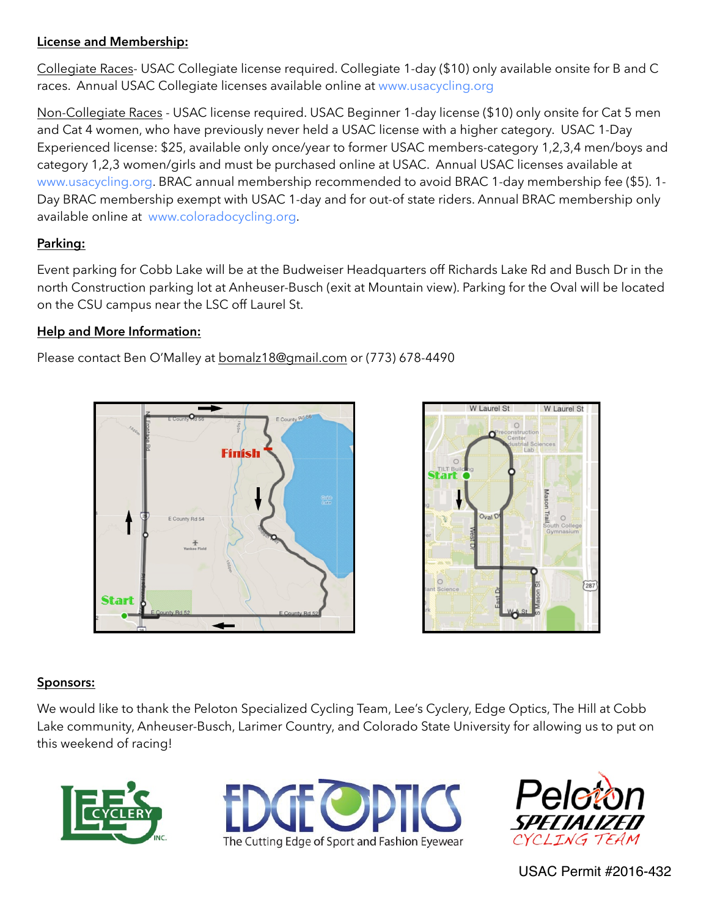**License and Membership:**

Collegiate Races- USAC Collegiate license required. Collegiate 1-day ($10) only available onsite for B and C races. Annual USAC Collegiate licenses available online at www.usacycling.org

Non-Collegiate Races - USAC license required. USAC Beginner 1-day license ($10) only onsite for Cat 5 men and Cat 4 women, who have previously never held a USAC license with a higher category. USAC 1-Day Experienced license: $25, available only once/year to former USAC members-category 1,2,3,4 men/boys and category 1,2,3 women/girls and must be purchased online at USAC. Annual USAC licenses available at www.usacycling.org. BRAC annual membership recommended to avoid BRAC 1-day membership fee ($5). 1-Day BRAC membership exempt with USAC 1-day and for out-of state riders. Annual BRAC membership only available online at www.coloradocycling.org.

**Parking:**

Event parking for Cobb Lake will be at the Budweiser Headquarters off Richards Lake Rd and Busch Dr in the north Construction parking lot at Anheuser-Busch (exit at Mountain view). Parking for the Oval will be located on the CSU campus near the LSC off Laurel St.

**Help and More Information:**

Please contact Ben O'Malley at bomalz18@gmail.com or (773) 678-4490

Finish
Start
E County Rd 56
E County Rd 54
E County Rd 52

W Laurel St
Start
Oval Dr
West Dr
East Dr
Mason Trail
S Mason St
W A St

**Sponsors:**

We would like to thank the Peloton Specialized Cycling Team, Lee's Cyclery, Edge Optics, The Hill at Cobb Lake community, Anheuser-Busch, Larimer Country, and Colorado State University for allowing us to put on this weekend of racing!

LEE'S CYCLERY INC.

EDGE OPTICS The Cutting Edge of Sport and Fashion Eyewear

Peloton SPECIALIZED CYCLING TEAM

USAC Permit #2016-432